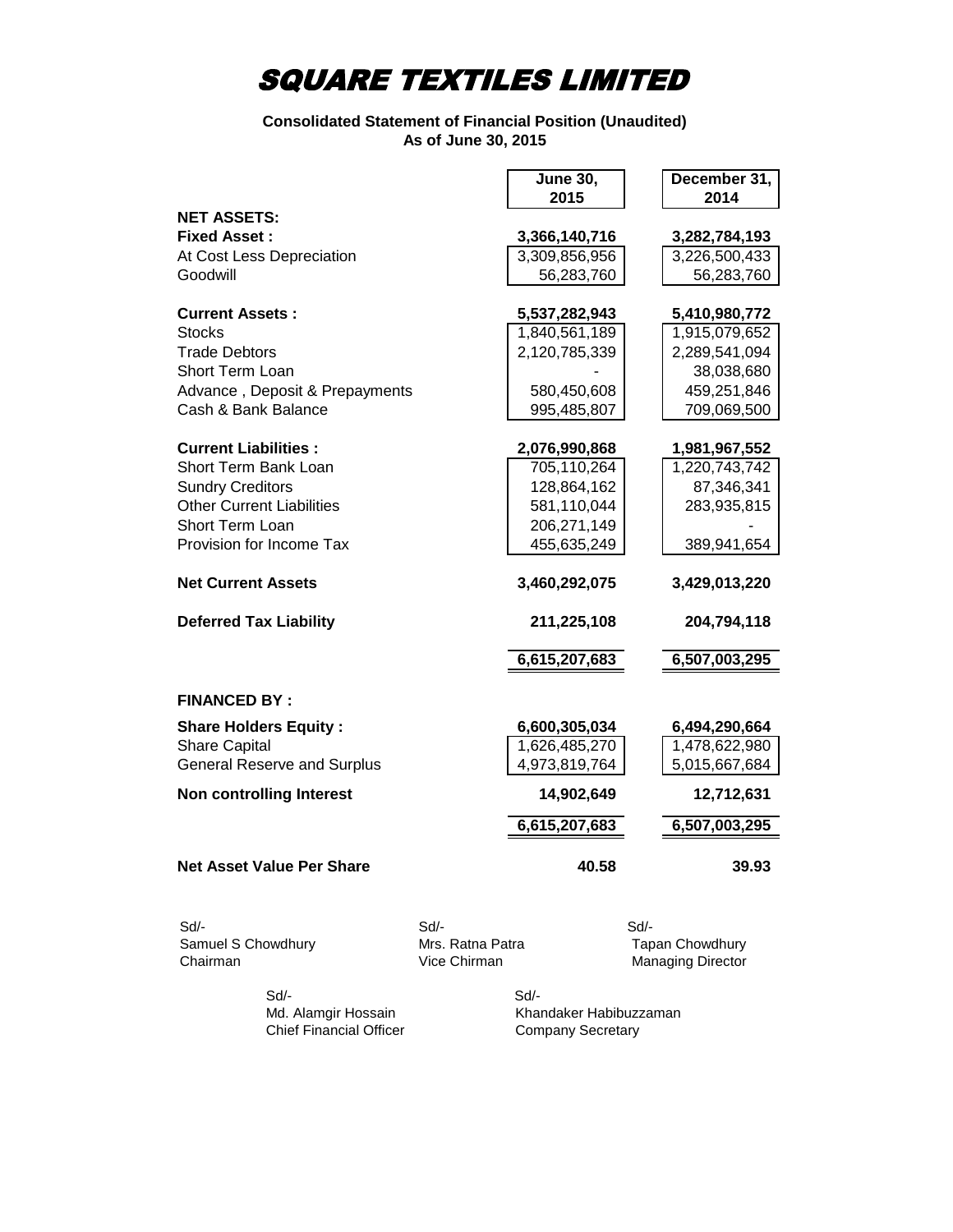# SQUARE TEXTILES LIMITED

**Consolidated Statement of Financial Position (Unaudited)**
**As of June 30, 2015**

| | June 30, 2015 | December 31, 2014 |
|---|---|---|
| **NET ASSETS:** | | |
| **Fixed Asset :** | **3,366,140,716** | **3,282,784,193** |
| At Cost Less Depreciation | 3,309,856,956 | 3,226,500,433 |
| Goodwill | 56,283,760 | 56,283,760 |
| **Current Assets :** | **5,537,282,943** | **5,410,980,772** |
| Stocks | 1,840,561,189 | 1,915,079,652 |
| Trade Debtors | 2,120,785,339 | 2,289,541,094 |
| Short Term Loan | - | 38,038,680 |
| Advance , Deposit & Prepayments | 580,450,608 | 459,251,846 |
| Cash & Bank Balance | 995,485,807 | 709,069,500 |
| **Current Liabilities :** | **2,076,990,868** | **1,981,967,552** |
| Short Term Bank Loan | 705,110,264 | 1,220,743,742 |
| Sundry Creditors | 128,864,162 | 87,346,341 |
| Other Current Liabilities | 581,110,044 | 283,935,815 |
| Short Term Loan | 206,271,149 | - |
| Provision for Income Tax | 455,635,249 | 389,941,654 |
| **Net Current Assets** | **3,460,292,075** | **3,429,013,220** |
| **Deferred Tax Liability** | **211,225,108** | **204,794,118** |
| | **6,615,207,683** | **6,507,003,295** |
| **FINANCED BY :** | | |
| **Share Holders Equity :** | **6,600,305,034** | **6,494,290,664** |
| Share Capital | 1,626,485,270 | 1,478,622,980 |
| General Reserve and Surplus | 4,973,819,764 | 5,015,667,684 |
| **Non controlling Interest** | **14,902,649** | **12,712,631** |
| | **6,615,207,683** | **6,507,003,295** |
| **Net Asset Value Per Share** | **40.58** | **39.93** |

Sd/-
Samuel S Chowdhury
Chairman

Sd/-
Mrs. Ratna Patra
Vice Chirman

Sd/-
Tapan Chowdhury
Managing Director

Sd/-
Md. Alamgir Hossain
Chief Financial Officer

Sd/-
Khandaker Habibuzzaman
Company Secretary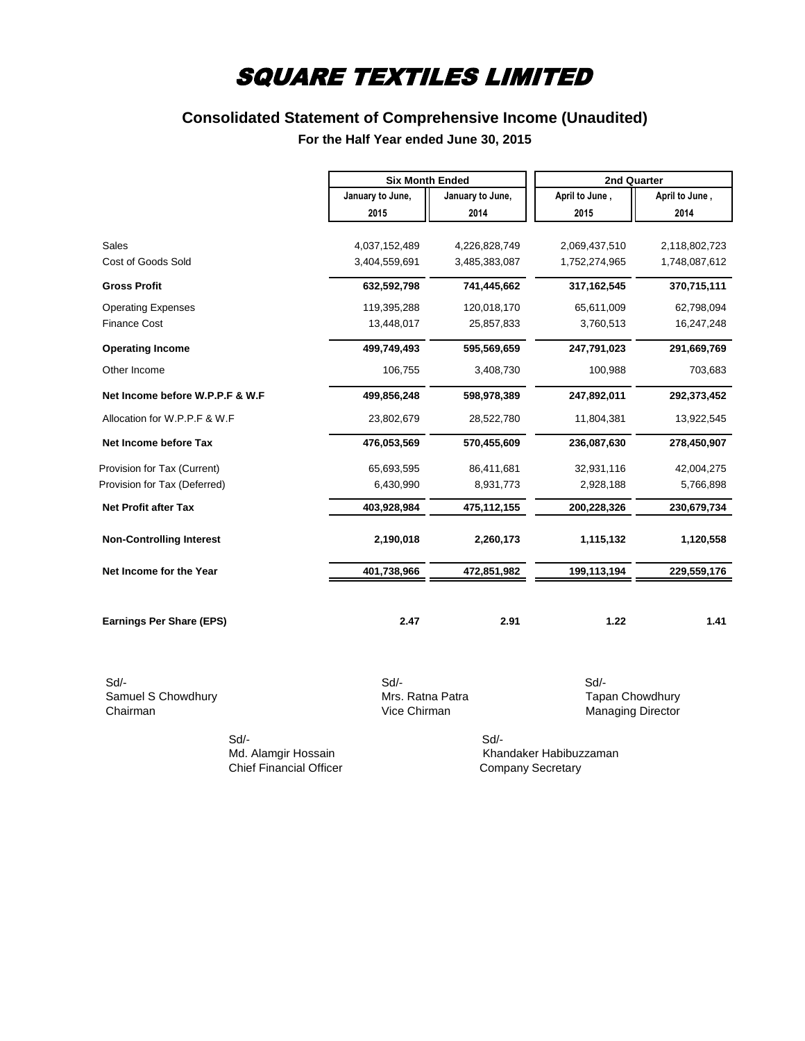# SQUARE TEXTILES LIMITED

## Consolidated Statement of Comprehensive Income (Unaudited)

### For the Half Year ended June 30, 2015

| | Six Month Ended | | 2nd Quarter | |
|---|---|---|---|---|
| | January to June, 2015 | January to June, 2014 | April to June , 2015 | April to June , 2014 |
| Sales | 4,037,152,489 | 4,226,828,749 | 2,069,437,510 | 2,118,802,723 |
| Cost of Goods Sold | 3,404,559,691 | 3,485,383,087 | 1,752,274,965 | 1,748,087,612 |
| **Gross Profit** | **632,592,798** | **741,445,662** | **317,162,545** | **370,715,111** |
| Operating Expenses | 119,395,288 | 120,018,170 | 65,611,009 | 62,798,094 |
| Finance Cost | 13,448,017 | 25,857,833 | 3,760,513 | 16,247,248 |
| **Operating Income** | **499,749,493** | **595,569,659** | **247,791,023** | **291,669,769** |
| Other Income | 106,755 | 3,408,730 | 100,988 | 703,683 |
| **Net Income before W.P.P.F & W.F** | **499,856,248** | **598,978,389** | **247,892,011** | **292,373,452** |
| Allocation for W.P.P.F & W.F | 23,802,679 | 28,522,780 | 11,804,381 | 13,922,545 |
| **Net Income before Tax** | **476,053,569** | **570,455,609** | **236,087,630** | **278,450,907** |
| Provision for Tax (Current) | 65,693,595 | 86,411,681 | 32,931,116 | 42,004,275 |
| Provision for Tax (Deferred) | 6,430,990 | 8,931,773 | 2,928,188 | 5,766,898 |
| **Net Profit after Tax** | **403,928,984** | **475,112,155** | **200,228,326** | **230,679,734** |
| **Non-Controlling Interest** | **2,190,018** | **2,260,173** | **1,115,132** | **1,120,558** |
| **Net Income for the Year** | **401,738,966** | **472,851,982** | **199,113,194** | **229,559,176** |
| **Earnings Per Share (EPS)** | **2.47** | **2.91** | **1.22** | **1.41** |

Sd/-
Samuel S Chowdhury
Chairman

Sd/-
Mrs. Ratna Patra
Vice Chirman

Sd/-
Tapan Chowdhury
Managing Director

Sd/-
Md. Alamgir Hossain
Chief Financial Officer

Sd/-
Khandaker Habibuzzaman
Company Secretary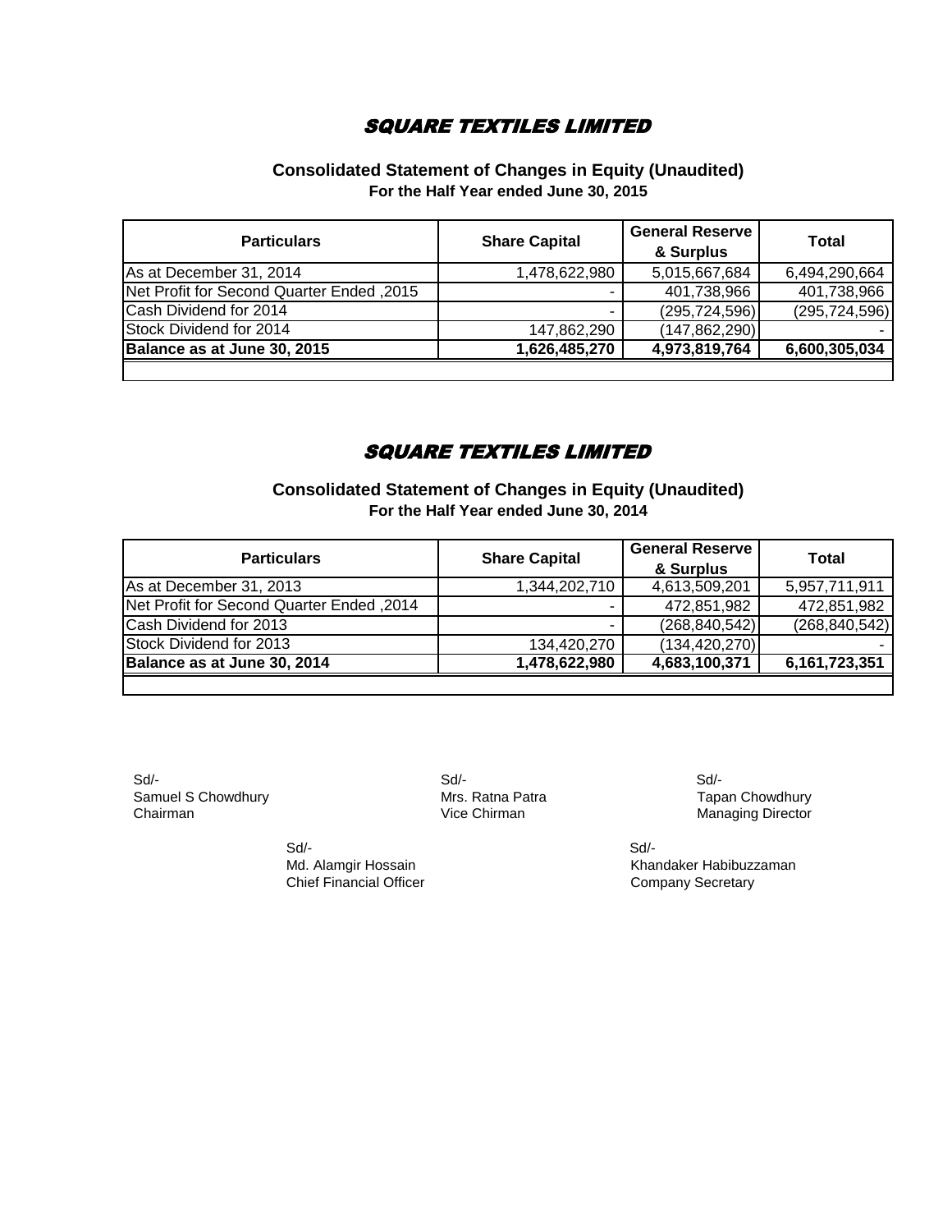# SQUARE TEXTILES LIMITED

**Consolidated Statement of Changes in Equity (Unaudited)**
**For the Half Year ended June 30, 2015**

| Particulars | Share Capital | General Reserve & Surplus | Total |
|---|---|---|---|
| As at December 31, 2014 | 1,478,622,980 | 5,015,667,684 | 6,494,290,664 |
| Net Profit for Second Quarter Ended ,2015 | - | 401,738,966 | 401,738,966 |
| Cash Dividend for 2014 | - | (295,724,596) | (295,724,596) |
| Stock Dividend for 2014 | 147,862,290 | (147,862,290) | - |
| **Balance as at June 30, 2015** | **1,626,485,270** | **4,973,819,764** | **6,600,305,034** |

# SQUARE TEXTILES LIMITED

**Consolidated Statement of Changes in Equity (Unaudited)**
**For the Half Year ended June 30, 2014**

| Particulars | Share Capital | General Reserve & Surplus | Total |
|---|---|---|---|
| As at December 31, 2013 | 1,344,202,710 | 4,613,509,201 | 5,957,711,911 |
| Net Profit for Second Quarter Ended ,2014 | - | 472,851,982 | 472,851,982 |
| Cash Dividend for 2013 | - | (268,840,542) | (268,840,542) |
| Stock Dividend for 2013 | 134,420,270 | (134,420,270) | - |
| **Balance as at June 30, 2014** | **1,478,622,980** | **4,683,100,371** | **6,161,723,351** |

Sd/-
Samuel S Chowdhury
Chairman

Sd/-
Mrs. Ratna Patra
Vice Chirman

Sd/-
Tapan Chowdhury
Managing Director

Sd/-
Md. Alamgir Hossain
Chief Financial Officer

Sd/-
Khandaker Habibuzzaman
Company Secretary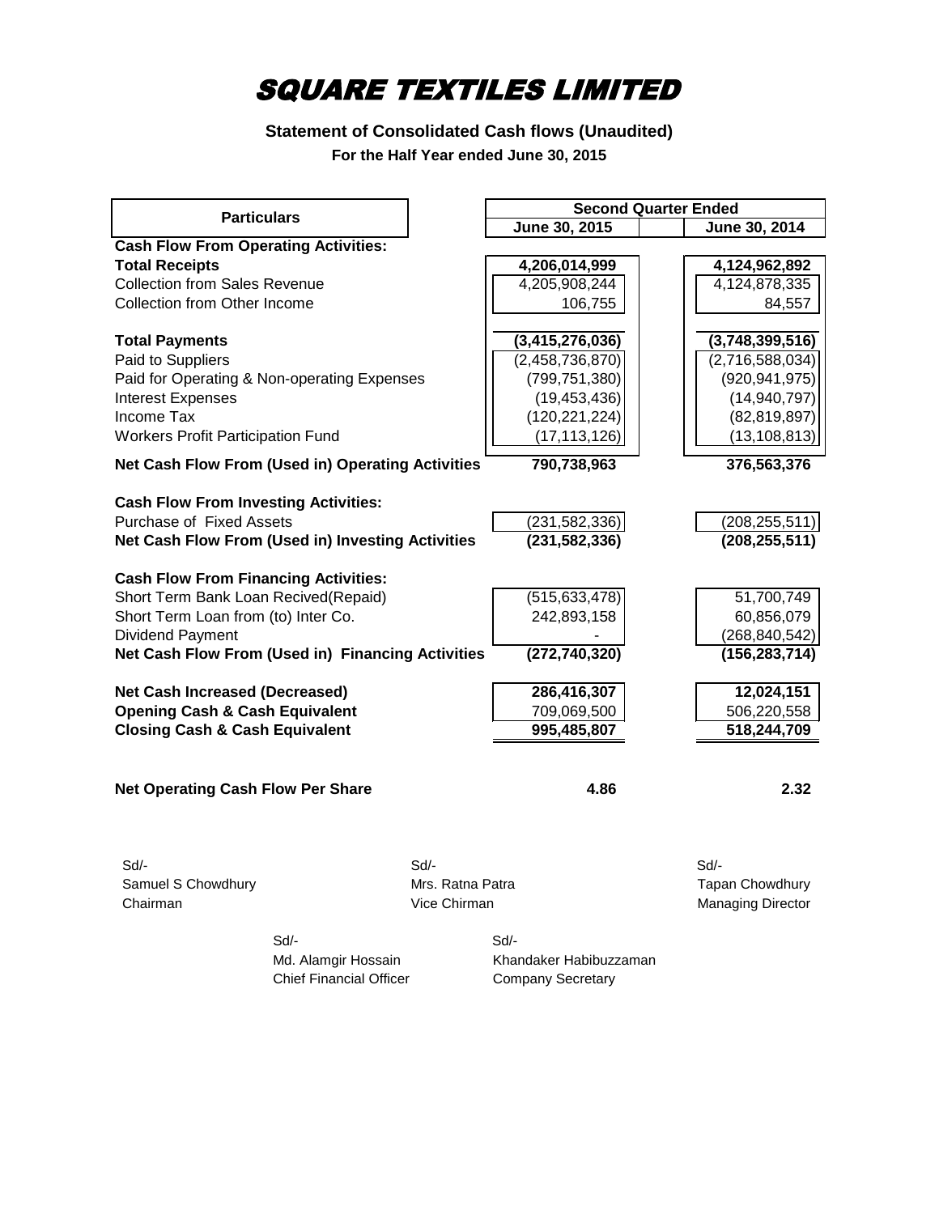# SQUARE TEXTILES LIMITED

**Statement of Consolidated Cash flows (Unaudited)**

**For the Half Year ended June 30, 2015**

| Particulars | Second Quarter Ended | |
|---|---|---|
| | June 30, 2015 | June 30, 2014 |
| **Cash Flow From Operating Activities:** | | |
| **Total Receipts** | **4,206,014,999** | **4,124,962,892** |
| Collection from Sales Revenue | 4,205,908,244 | 4,124,878,335 |
| Collection from Other Income | 106,755 | 84,557 |
| **Total Payments** | **(3,415,276,036)** | **(3,748,399,516)** |
| Paid to Suppliers | (2,458,736,870) | (2,716,588,034) |
| Paid for Operating & Non-operating Expenses | (799,751,380) | (920,941,975) |
| Interest Expenses | (19,453,436) | (14,940,797) |
| Income Tax | (120,221,224) | (82,819,897) |
| Workers Profit Participation Fund | (17,113,126) | (13,108,813) |
| **Net Cash Flow From (Used in) Operating Activities** | **790,738,963** | **376,563,376** |
| **Cash Flow From Investing Activities:** | | |
| Purchase of Fixed Assets | (231,582,336) | (208,255,511) |
| **Net Cash Flow From (Used in) Investing Activities** | **(231,582,336)** | **(208,255,511)** |
| **Cash Flow From Financing Activities:** | | |
| Short Term Bank Loan Recived(Repaid) | (515,633,478) | 51,700,749 |
| Short Term Loan from (to) Inter Co. | 242,893,158 | 60,856,079 |
| Dividend Payment | - | (268,840,542) |
| **Net Cash Flow From (Used in) Financing Activities** | **(272,740,320)** | **(156,283,714)** |
| **Net Cash Increased (Decreased)** | **286,416,307** | **12,024,151** |
| **Opening Cash & Cash Equivalent** | 709,069,500 | 506,220,558 |
| **Closing Cash & Cash Equivalent** | **995,485,807** | **518,244,709** |
| **Net Operating Cash Flow Per Share** | **4.86** | **2.32** |

Sd/-
Samuel S Chowdhury
Chairman

Sd/-
Mrs. Ratna Patra
Vice Chirman

Sd/-
Tapan Chowdhury
Managing Director

Sd/-
Md. Alamgir Hossain
Chief Financial Officer

Sd/-
Khandaker Habibuzzaman
Company Secretary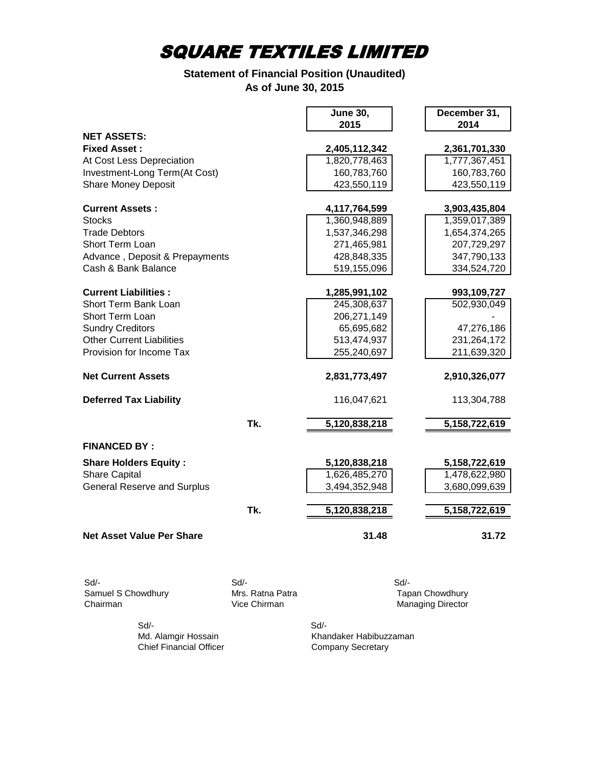# SQUARE TEXTILES LIMITED

**Statement of Financial Position (Unaudited)**
**As of June 30, 2015**

| | | June 30, 2015 | December 31, 2014 |
|---|---|---|---|
| **NET ASSETS:** | | | |
| **Fixed Asset :** | | **2,405,112,342** | **2,361,701,330** |
| At Cost Less Depreciation | | 1,820,778,463 | 1,777,367,451 |
| Investment-Long Term(At Cost) | | 160,783,760 | 160,783,760 |
| Share Money Deposit | | 423,550,119 | 423,550,119 |
| **Current Assets :** | | **4,117,764,599** | **3,903,435,804** |
| Stocks | | 1,360,948,889 | 1,359,017,389 |
| Trade Debtors | | 1,537,346,298 | 1,654,374,265 |
| Short Term Loan | | 271,465,981 | 207,729,297 |
| Advance , Deposit & Prepayments | | 428,848,335 | 347,790,133 |
| Cash & Bank Balance | | 519,155,096 | 334,524,720 |
| **Current Liabilities :** | | **1,285,991,102** | **993,109,727** |
| Short Term Bank Loan | | 245,308,637 | 502,930,049 |
| Short Term Loan | | 206,271,149 | - |
| Sundry Creditors | | 65,695,682 | 47,276,186 |
| Other Current Liabilities | | 513,474,937 | 231,264,172 |
| Provision for Income Tax | | 255,240,697 | 211,639,320 |
| **Net Current Assets** | | **2,831,773,497** | **2,910,326,077** |
| **Deferred Tax Liability** | | 116,047,621 | 113,304,788 |
| | **Tk.** | **5,120,838,218** | **5,158,722,619** |
| **FINANCED BY :** | | | |
| **Share Holders Equity :** | | **5,120,838,218** | **5,158,722,619** |
| Share Capital | | 1,626,485,270 | 1,478,622,980 |
| General Reserve and Surplus | | 3,494,352,948 | 3,680,099,639 |
| | **Tk.** | **5,120,838,218** | **5,158,722,619** |
| **Net Asset Value Per Share** | | **31.48** | **31.72** |

Sd/-
Samuel S Chowdhury
Chairman

Sd/-
Mrs. Ratna Patra
Vice Chirman

Sd/-
Tapan Chowdhury
Managing Director

Sd/-
Md. Alamgir Hossain
Chief Financial Officer

Sd/-
Khandaker Habibuzzaman
Company Secretary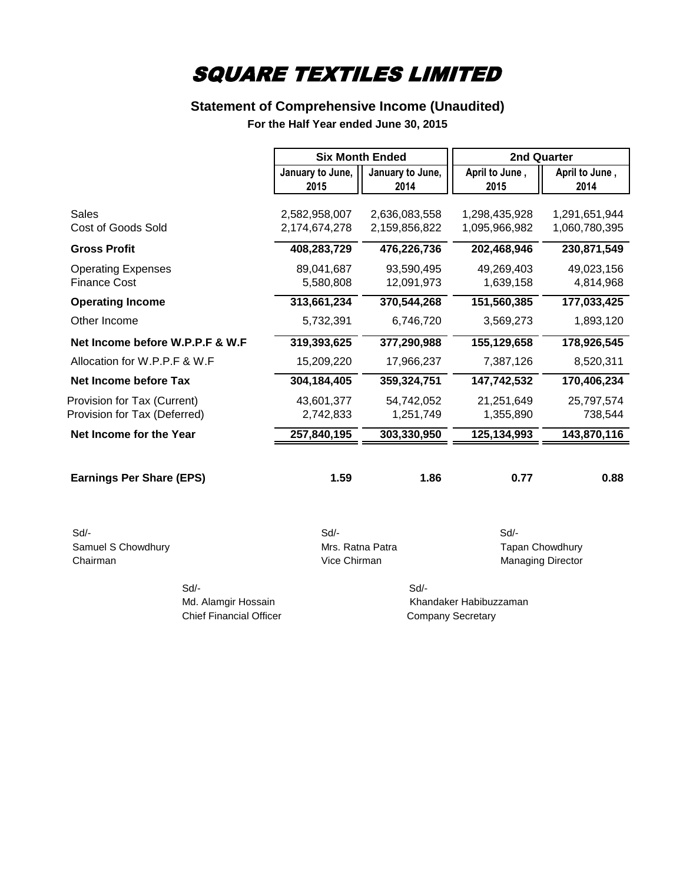# SQUARE TEXTILES LIMITED

## Statement of Comprehensive Income (Unaudited)

### For the Half Year ended June 30, 2015

| | Six Month Ended | | 2nd Quarter | |
|---|---|---|---|---|
| | January to June, 2015 | January to June, 2014 | April to June , 2015 | April to June , 2014 |
| Sales | 2,582,958,007 | 2,636,083,558 | 1,298,435,928 | 1,291,651,944 |
| Cost of Goods Sold | 2,174,674,278 | 2,159,856,822 | 1,095,966,982 | 1,060,780,395 |
| **Gross Profit** | **408,283,729** | **476,226,736** | **202,468,946** | **230,871,549** |
| Operating Expenses | 89,041,687 | 93,590,495 | 49,269,403 | 49,023,156 |
| Finance Cost | 5,580,808 | 12,091,973 | 1,639,158 | 4,814,968 |
| **Operating Income** | **313,661,234** | **370,544,268** | **151,560,385** | **177,033,425** |
| Other Income | 5,732,391 | 6,746,720 | 3,569,273 | 1,893,120 |
| **Net Income before W.P.P.F & W.F** | **319,393,625** | **377,290,988** | **155,129,658** | **178,926,545** |
| Allocation for W.P.P.F & W.F | 15,209,220 | 17,966,237 | 7,387,126 | 8,520,311 |
| **Net Income before Tax** | **304,184,405** | **359,324,751** | **147,742,532** | **170,406,234** |
| Provision for Tax (Current) | 43,601,377 | 54,742,052 | 21,251,649 | 25,797,574 |
| Provision for Tax (Deferred) | 2,742,833 | 1,251,749 | 1,355,890 | 738,544 |
| **Net Income for the Year** | **257,840,195** | **303,330,950** | **125,134,993** | **143,870,116** |
| **Earnings Per Share (EPS)** | **1.59** | **1.86** | **0.77** | **0.88** |

Sd/-
Samuel S Chowdhury
Chairman

Sd/-
Mrs. Ratna Patra
Vice Chirman

Sd/-
Tapan Chowdhury
Managing Director

Sd/-
Md. Alamgir Hossain
Chief Financial Officer

Sd/-
Khandaker Habibuzzaman
Company Secretary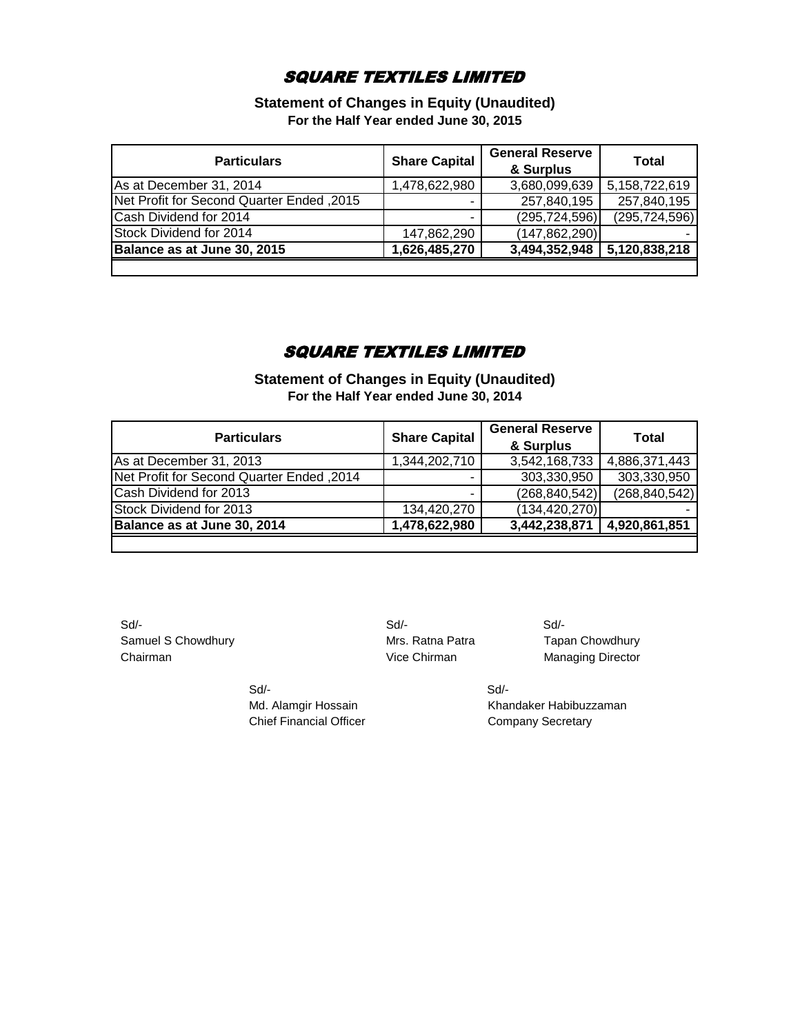# SQUARE TEXTILES LIMITED

**Statement of Changes in Equity (Unaudited)**
**For the Half Year ended June 30, 2015**

| Particulars | Share Capital | General Reserve & Surplus | Total |
|---|---|---|---|
| As at December 31, 2014 | 1,478,622,980 | 3,680,099,639 | 5,158,722,619 |
| Net Profit for Second Quarter Ended ,2015 | - | 257,840,195 | 257,840,195 |
| Cash Dividend for 2014 | - | (295,724,596) | (295,724,596) |
| Stock Dividend for 2014 | 147,862,290 | (147,862,290) | - |
| **Balance as at June 30, 2015** | **1,626,485,270** | **3,494,352,948** | **5,120,838,218** |

# SQUARE TEXTILES LIMITED

**Statement of Changes in Equity (Unaudited)**
**For the Half Year ended June 30, 2014**

| Particulars | Share Capital | General Reserve & Surplus | Total |
|---|---|---|---|
| As at December 31, 2013 | 1,344,202,710 | 3,542,168,733 | 4,886,371,443 |
| Net Profit for Second Quarter Ended ,2014 | - | 303,330,950 | 303,330,950 |
| Cash Dividend for 2013 | - | (268,840,542) | (268,840,542) |
| Stock Dividend for 2013 | 134,420,270 | (134,420,270) | - |
| **Balance as at June 30, 2014** | **1,478,622,980** | **3,442,238,871** | **4,920,861,851** |

Sd/-
Samuel S Chowdhury
Chairman

Sd/-
Mrs. Ratna Patra
Vice Chirman

Sd/-
Tapan Chowdhury
Managing Director

Sd/-
Md. Alamgir Hossain
Chief Financial Officer

Sd/-
Khandaker Habibuzzaman
Company Secretary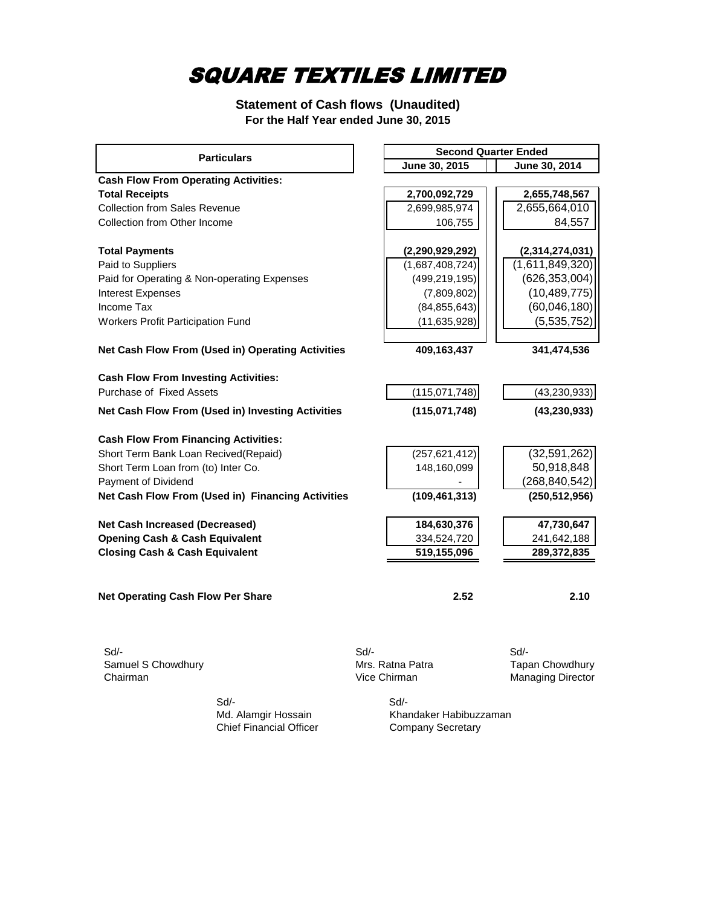# SQUARE TEXTILES LIMITED

**Statement of Cash flows (Unaudited)**
**For the Half Year ended June 30, 2015**

| Particulars | Second Quarter Ended | |
|---|---|---|
| | June 30, 2015 | June 30, 2014 |
| **Cash Flow From Operating Activities:** | | |
| **Total Receipts** | **2,700,092,729** | **2,655,748,567** |
| Collection from Sales Revenue | 2,699,985,974 | 2,655,664,010 |
| Collection from Other Income | 106,755 | 84,557 |
| **Total Payments** | **(2,290,929,292)** | **(2,314,274,031)** |
| Paid to Suppliers | (1,687,408,724) | (1,611,849,320) |
| Paid for Operating & Non-operating Expenses | (499,219,195) | (626,353,004) |
| Interest Expenses | (7,809,802) | (10,489,775) |
| Income Tax | (84,855,643) | (60,046,180) |
| Workers Profit Participation Fund | (11,635,928) | (5,535,752) |
| **Net Cash Flow From (Used in) Operating Activities** | **409,163,437** | **341,474,536** |
| **Cash Flow From Investing Activities:** | | |
| Purchase of Fixed Assets | (115,071,748) | (43,230,933) |
| **Net Cash Flow From (Used in) Investing Activities** | **(115,071,748)** | **(43,230,933)** |
| **Cash Flow From Financing Activities:** | | |
| Short Term Bank Loan Recived(Repaid) | (257,621,412) | (32,591,262) |
| Short Term Loan from (to) Inter Co. | 148,160,099 | 50,918,848 |
| Payment of Dividend | - | (268,840,542) |
| **Net Cash Flow From (Used in) Financing Activities** | **(109,461,313)** | **(250,512,956)** |
| **Net Cash Increased (Decreased)** | **184,630,376** | **47,730,647** |
| **Opening Cash & Cash Equivalent** | 334,524,720 | 241,642,188 |
| **Closing Cash & Cash Equivalent** | **519,155,096** | **289,372,835** |
| **Net Operating Cash Flow Per Share** | **2.52** | **2.10** |

Sd/-
Samuel S Chowdhury
Chairman

Sd/-
Mrs. Ratna Patra
Vice Chirman

Sd/-
Tapan Chowdhury
Managing Director

Sd/-
Md. Alamgir Hossain
Chief Financial Officer

Sd/-
Khandaker Habibuzzaman
Company Secretary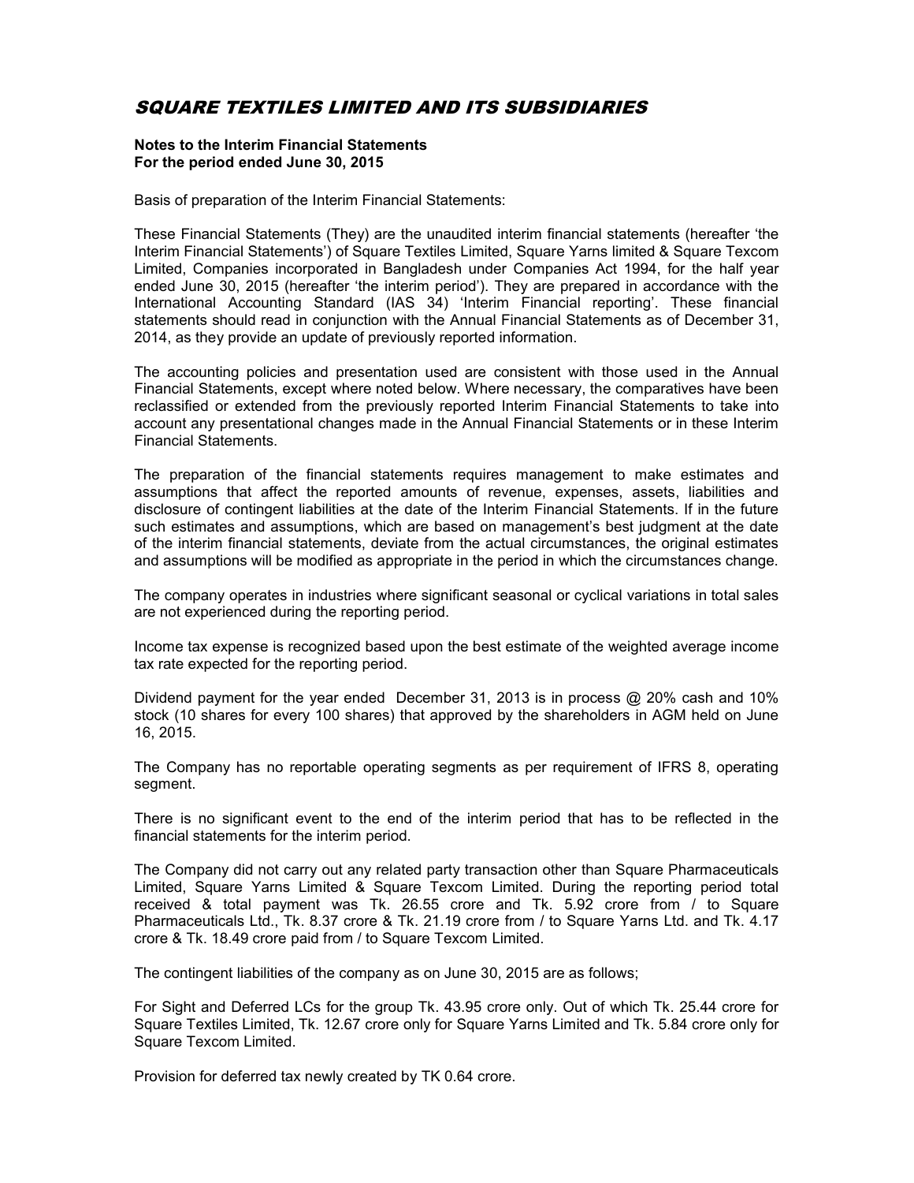# *SQUARE TEXTILES LIMITED AND ITS SUBSIDIARIES*

**Notes to the Interim Financial Statements**
**For the period ended June 30, 2015**

Basis of preparation of the Interim Financial Statements:

These Financial Statements (They) are the unaudited interim financial statements (hereafter 'the Interim Financial Statements') of Square Textiles Limited, Square Yarns limited & Square Texcom Limited, Companies incorporated in Bangladesh under Companies Act 1994, for the half year ended June 30, 2015 (hereafter 'the interim period'). They are prepared in accordance with the International Accounting Standard (IAS 34) 'Interim Financial reporting'. These financial statements should read in conjunction with the Annual Financial Statements as of December 31, 2014, as they provide an update of previously reported information.

The accounting policies and presentation used are consistent with those used in the Annual Financial Statements, except where noted below. Where necessary, the comparatives have been reclassified or extended from the previously reported Interim Financial Statements to take into account any presentational changes made in the Annual Financial Statements or in these Interim Financial Statements.

The preparation of the financial statements requires management to make estimates and assumptions that affect the reported amounts of revenue, expenses, assets, liabilities and disclosure of contingent liabilities at the date of the Interim Financial Statements. If in the future such estimates and assumptions, which are based on management's best judgment at the date of the interim financial statements, deviate from the actual circumstances, the original estimates and assumptions will be modified as appropriate in the period in which the circumstances change.

The company operates in industries where significant seasonal or cyclical variations in total sales are not experienced during the reporting period.

Income tax expense is recognized based upon the best estimate of the weighted average income tax rate expected for the reporting period.

Dividend payment for the year ended December 31, 2013 is in process @ 20% cash and 10% stock (10 shares for every 100 shares) that approved by the shareholders in AGM held on June 16, 2015.

The Company has no reportable operating segments as per requirement of IFRS 8, operating segment.

There is no significant event to the end of the interim period that has to be reflected in the financial statements for the interim period.

The Company did not carry out any related party transaction other than Square Pharmaceuticals Limited, Square Yarns Limited & Square Texcom Limited. During the reporting period total received & total payment was Tk. 26.55 crore and Tk. 5.92 crore from / to Square Pharmaceuticals Ltd., Tk. 8.37 crore & Tk. 21.19 crore from / to Square Yarns Ltd. and Tk. 4.17 crore & Tk. 18.49 crore paid from / to Square Texcom Limited.

The contingent liabilities of the company as on June 30, 2015 are as follows;

For Sight and Deferred LCs for the group Tk. 43.95 crore only. Out of which Tk. 25.44 crore for Square Textiles Limited, Tk. 12.67 crore only for Square Yarns Limited and Tk. 5.84 crore only for Square Texcom Limited.

Provision for deferred tax newly created by TK 0.64 crore.